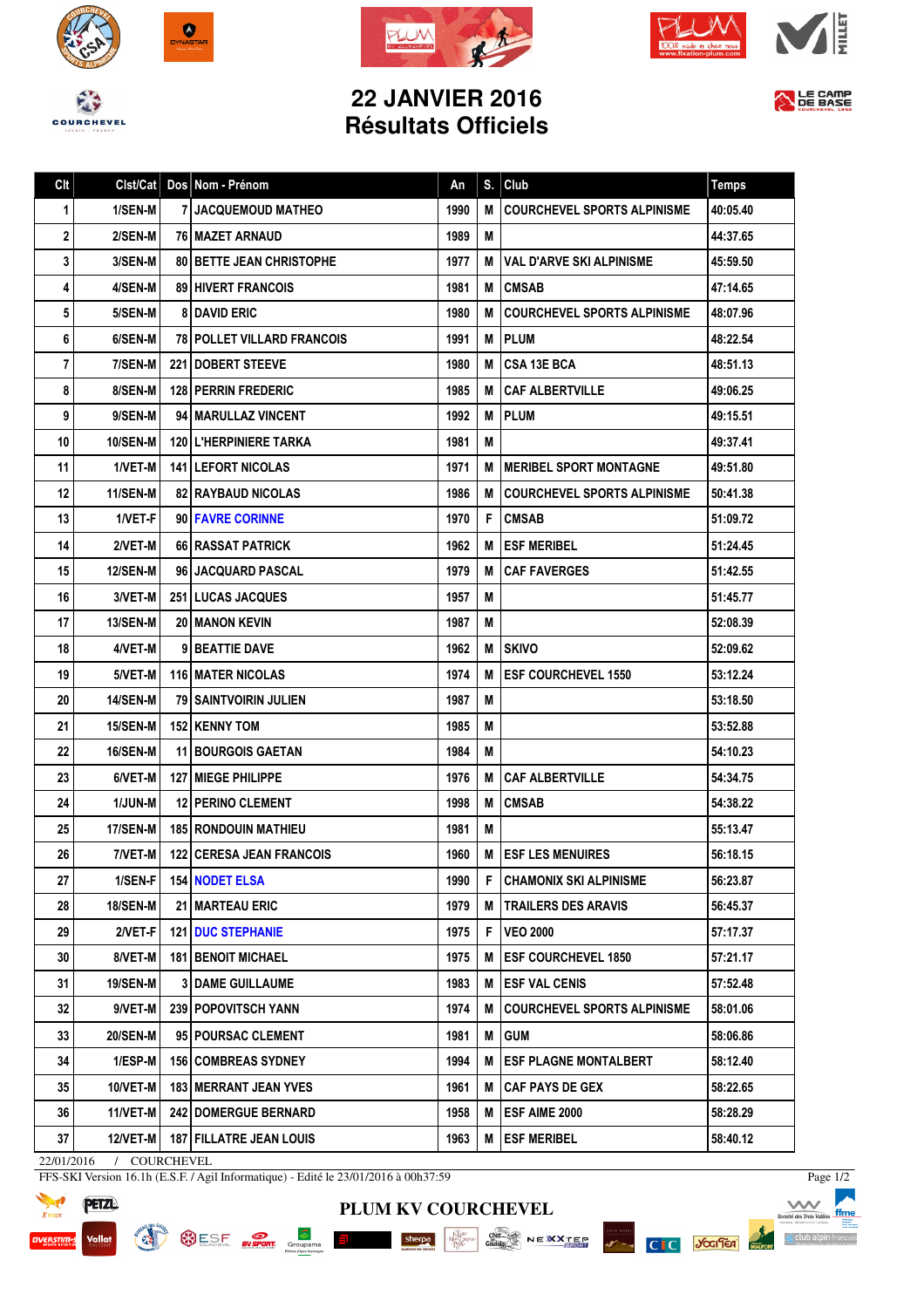# 22 JANVIER 2016
# Résultats Officiels

| Clt | Clst/Cat | Dos | Nom - Prénom | An | S. | Club | Temps |
|---|---|---|---|---|---|---|---|
| 1 | 1/SEN-M | 7 | JACQUEMOUD MATHEO | 1990 | M | COURCHEVEL SPORTS ALPINISME | 40:05.40 |
| 2 | 2/SEN-M | 76 | MAZET ARNAUD | 1989 | M | | 44:37.65 |
| 3 | 3/SEN-M | 80 | BETTE JEAN CHRISTOPHE | 1977 | M | VAL D'ARVE SKI ALPINISME | 45:59.50 |
| 4 | 4/SEN-M | 89 | HIVERT FRANCOIS | 1981 | M | CMSAB | 47:14.65 |
| 5 | 5/SEN-M | 8 | DAVID ERIC | 1980 | M | COURCHEVEL SPORTS ALPINISME | 48:07.96 |
| 6 | 6/SEN-M | 78 | POLLET VILLARD FRANCOIS | 1991 | M | PLUM | 48:22.54 |
| 7 | 7/SEN-M | 221 | DOBERT STEEVE | 1980 | M | CSA 13E BCA | 48:51.13 |
| 8 | 8/SEN-M | 128 | PERRIN FREDERIC | 1985 | M | CAF ALBERTVILLE | 49:06.25 |
| 9 | 9/SEN-M | 94 | MARULLAZ VINCENT | 1992 | M | PLUM | 49:15.51 |
| 10 | 10/SEN-M | 120 | L'HERPINIERE TARKA | 1981 | M | | 49:37.41 |
| 11 | 1/VET-M | 141 | LEFORT NICOLAS | 1971 | M | MERIBEL SPORT MONTAGNE | 49:51.80 |
| 12 | 11/SEN-M | 82 | RAYBAUD NICOLAS | 1986 | M | COURCHEVEL SPORTS ALPINISME | 50:41.38 |
| 13 | 1/VET-F | 90 | FAVRE CORINNE | 1970 | F | CMSAB | 51:09.72 |
| 14 | 2/VET-M | 66 | RASSAT PATRICK | 1962 | M | ESF MERIBEL | 51:24.45 |
| 15 | 12/SEN-M | 96 | JACQUARD PASCAL | 1979 | M | CAF FAVERGES | 51:42.55 |
| 16 | 3/VET-M | 251 | LUCAS JACQUES | 1957 | M | | 51:45.77 |
| 17 | 13/SEN-M | 20 | MANON KEVIN | 1987 | M | | 52:08.39 |
| 18 | 4/VET-M | 9 | BEATTIE DAVE | 1962 | M | SKIVO | 52:09.62 |
| 19 | 5/VET-M | 116 | MATER NICOLAS | 1974 | M | ESF COURCHEVEL 1550 | 53:12.24 |
| 20 | 14/SEN-M | 79 | SAINTVOIRIN JULIEN | 1987 | M | | 53:18.50 |
| 21 | 15/SEN-M | 152 | KENNY TOM | 1985 | M | | 53:52.88 |
| 22 | 16/SEN-M | 11 | BOURGOIS GAETAN | 1984 | M | | 54:10.23 |
| 23 | 6/VET-M | 127 | MIEGE PHILIPPE | 1976 | M | CAF ALBERTVILLE | 54:34.75 |
| 24 | 1/JUN-M | 12 | PERINO CLEMENT | 1998 | M | CMSAB | 54:38.22 |
| 25 | 17/SEN-M | 185 | RONDOUIN MATHIEU | 1981 | M | | 55:13.47 |
| 26 | 7/VET-M | 122 | CERESA JEAN FRANCOIS | 1960 | M | ESF LES MENUIRES | 56:18.15 |
| 27 | 1/SEN-F | 154 | NODET ELSA | 1990 | F | CHAMONIX SKI ALPINISME | 56:23.87 |
| 28 | 18/SEN-M | 21 | MARTEAU ERIC | 1979 | M | TRAILERS DES ARAVIS | 56:45.37 |
| 29 | 2/VET-F | 121 | DUC STEPHANIE | 1975 | F | VEO 2000 | 57:17.37 |
| 30 | 8/VET-M | 181 | BENOIT MICHAEL | 1975 | M | ESF COURCHEVEL 1850 | 57:21.17 |
| 31 | 19/SEN-M | 3 | DAME GUILLAUME | 1983 | M | ESF VAL CENIS | 57:52.48 |
| 32 | 9/VET-M | 239 | POPOVITSCH YANN | 1974 | M | COURCHEVEL SPORTS ALPINISME | 58:01.06 |
| 33 | 20/SEN-M | 95 | POURSAC CLEMENT | 1981 | M | GUM | 58:06.86 |
| 34 | 1/ESP-M | 156 | COMBREAS SYDNEY | 1994 | M | ESF PLAGNE MONTALBERT | 58:12.40 |
| 35 | 10/VET-M | 183 | MERRANT JEAN YVES | 1961 | M | CAF PAYS DE GEX | 58:22.65 |
| 36 | 11/VET-M | 242 | DOMERGUE BERNARD | 1958 | M | ESF AIME 2000 | 58:28.29 |
| 37 | 12/VET-M | 187 | FILLATRE JEAN LOUIS | 1963 | M | ESF MERIBEL | 58:40.12 |

22/01/2016 / COURCHEVEL

FFS-SKI Version 16.1h (E.S.F. / Agil Informatique) - Edité le 23/01/2016 à 00h37:59

PLUM KV COURCHEVEL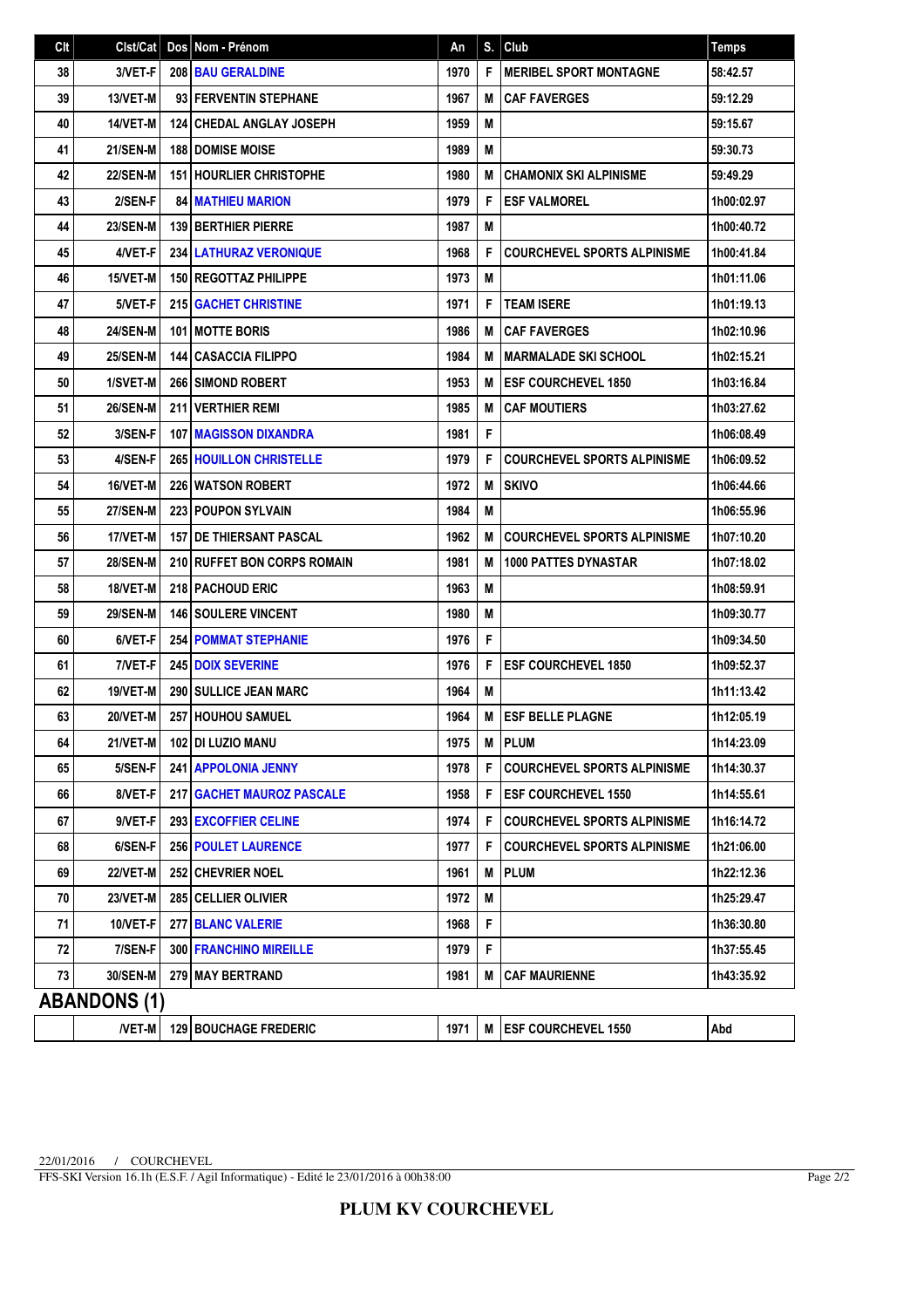| Clt | Clst/Cat | Dos | Nom - Prénom | An | S. | Club | Temps |
|---|---|---|---|---|---|---|---|
| 38 | 3/VET-F | 208 | BAU GERALDINE | 1970 | F | MERIBEL SPORT MONTAGNE | 58:42.57 |
| 39 | 13/VET-M | 93 | FERVENTIN STEPHANE | 1967 | M | CAF FAVERGES | 59:12.29 |
| 40 | 14/VET-M | 124 | CHEDAL ANGLAY JOSEPH | 1959 | M | | 59:15.67 |
| 41 | 21/SEN-M | 188 | DOMISE MOISE | 1989 | M | | 59:30.73 |
| 42 | 22/SEN-M | 151 | HOURLIER CHRISTOPHE | 1980 | M | CHAMONIX SKI ALPINISME | 59:49.29 |
| 43 | 2/SEN-F | 84 | MATHIEU MARION | 1979 | F | ESF VALMOREL | 1h00:02.97 |
| 44 | 23/SEN-M | 139 | BERTHIER PIERRE | 1987 | M | | 1h00:40.72 |
| 45 | 4/VET-F | 234 | LATHURAZ VERONIQUE | 1968 | F | COURCHEVEL SPORTS ALPINISME | 1h00:41.84 |
| 46 | 15/VET-M | 150 | REGOTTAZ PHILIPPE | 1973 | M | | 1h01:11.06 |
| 47 | 5/VET-F | 215 | GACHET CHRISTINE | 1971 | F | TEAM ISERE | 1h01:19.13 |
| 48 | 24/SEN-M | 101 | MOTTE BORIS | 1986 | M | CAF FAVERGES | 1h02:10.96 |
| 49 | 25/SEN-M | 144 | CASACCIA FILIPPO | 1984 | M | MARMALADE SKI SCHOOL | 1h02:15.21 |
| 50 | 1/SVET-M | 266 | SIMOND ROBERT | 1953 | M | ESF COURCHEVEL 1850 | 1h03:16.84 |
| 51 | 26/SEN-M | 211 | VERTHIER REMI | 1985 | M | CAF MOUTIERS | 1h03:27.62 |
| 52 | 3/SEN-F | 107 | MAGISSON DIXANDRA | 1981 | F | | 1h06:08.49 |
| 53 | 4/SEN-F | 265 | HOUILLON CHRISTELLE | 1979 | F | COURCHEVEL SPORTS ALPINISME | 1h06:09.52 |
| 54 | 16/VET-M | 226 | WATSON ROBERT | 1972 | M | SKIVO | 1h06:44.66 |
| 55 | 27/SEN-M | 223 | POUPON SYLVAIN | 1984 | M | | 1h06:55.96 |
| 56 | 17/VET-M | 157 | DE THIERSANT PASCAL | 1962 | M | COURCHEVEL SPORTS ALPINISME | 1h07:10.20 |
| 57 | 28/SEN-M | 210 | RUFFET BON CORPS ROMAIN | 1981 | M | 1000 PATTES DYNASTAR | 1h07:18.02 |
| 58 | 18/VET-M | 218 | PACHOUD ERIC | 1963 | M | | 1h08:59.91 |
| 59 | 29/SEN-M | 146 | SOULERE VINCENT | 1980 | M | | 1h09:30.77 |
| 60 | 6/VET-F | 254 | POMMAT STEPHANIE | 1976 | F | | 1h09:34.50 |
| 61 | 7/VET-F | 245 | DOIX SEVERINE | 1976 | F | ESF COURCHEVEL 1850 | 1h09:52.37 |
| 62 | 19/VET-M | 290 | SULLICE JEAN MARC | 1964 | M | | 1h11:13.42 |
| 63 | 20/VET-M | 257 | HOUHOU SAMUEL | 1964 | M | ESF BELLE PLAGNE | 1h12:05.19 |
| 64 | 21/VET-M | 102 | DI LUZIO MANU | 1975 | M | PLUM | 1h14:23.09 |
| 65 | 5/SEN-F | 241 | APPOLONIA JENNY | 1978 | F | COURCHEVEL SPORTS ALPINISME | 1h14:30.37 |
| 66 | 8/VET-F | 217 | GACHET MAUROZ PASCALE | 1958 | F | ESF COURCHEVEL 1550 | 1h14:55.61 |
| 67 | 9/VET-F | 293 | EXCOFFIER CELINE | 1974 | F | COURCHEVEL SPORTS ALPINISME | 1h16:14.72 |
| 68 | 6/SEN-F | 256 | POULET LAURENCE | 1977 | F | COURCHEVEL SPORTS ALPINISME | 1h21:06.00 |
| 69 | 22/VET-M | 252 | CHEVRIER NOEL | 1961 | M | PLUM | 1h22:12.36 |
| 70 | 23/VET-M | 285 | CELLIER OLIVIER | 1972 | M | | 1h25:29.47 |
| 71 | 10/VET-F | 277 | BLANC VALERIE | 1968 | F | | 1h36:30.80 |
| 72 | 7/SEN-F | 300 | FRANCHINO MIREILLE | 1979 | F | | 1h37:55.45 |
| 73 | 30/SEN-M | 279 | MAY BERTRAND | 1981 | M | CAF MAURIENNE | 1h43:35.92 |

## ABANDONS (1)

| | | | | | | | |
|---|---|---|---|---|---|---|---|
| | /VET-M | 129 | BOUCHAGE FREDERIC | 1971 | M | ESF COURCHEVEL 1550 | Abd |

22/01/2016 / COURCHEVEL

FFS-SKI Version 16.1h (E.S.F. / Agil Informatique) - Edité le 23/01/2016 à 00h38:00

**PLUM KV COURCHEVEL**